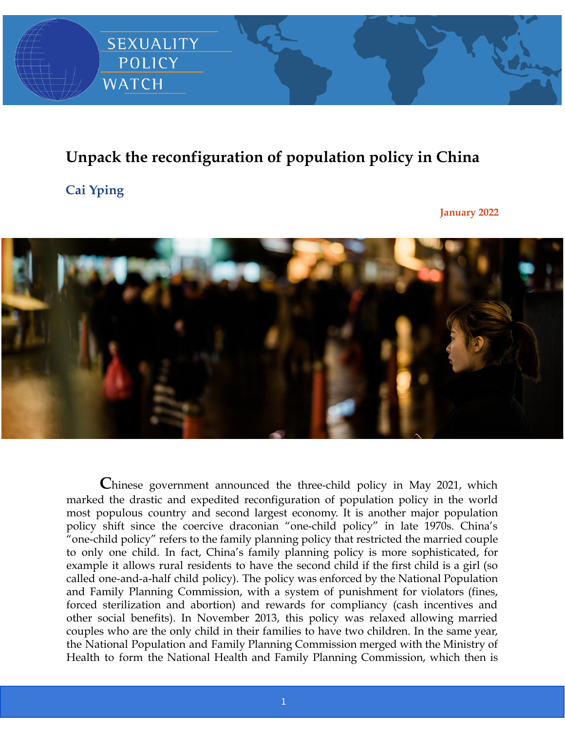SEXUALITY POLICY WATCH

# Unpack the reconfiguration of population policy in China

**Cai Yping**

**January 2022**

Chinese government announced the three-child policy in May 2021, which marked the drastic and expedited reconfiguration of population policy in the world most populous country and second largest economy. It is another major population policy shift since the coercive draconian "one-child policy" in late 1970s. China's "one-child policy" refers to the family planning policy that restricted the married couple to only one child. In fact, China's family planning policy is more sophisticated, for example it allows rural residents to have the second child if the first child is a girl (so called one-and-a-half child policy). The policy was enforced by the National Population and Family Planning Commission, with a system of punishment for violators (fines, forced sterilization and abortion) and rewards for compliancy (cash incentives and other social benefits). In November 2013, this policy was relaxed allowing married couples who are the only child in their families to have two children. In the same year, the National Population and Family Planning Commission merged with the Ministry of Health to form the National Health and Family Planning Commission, which then is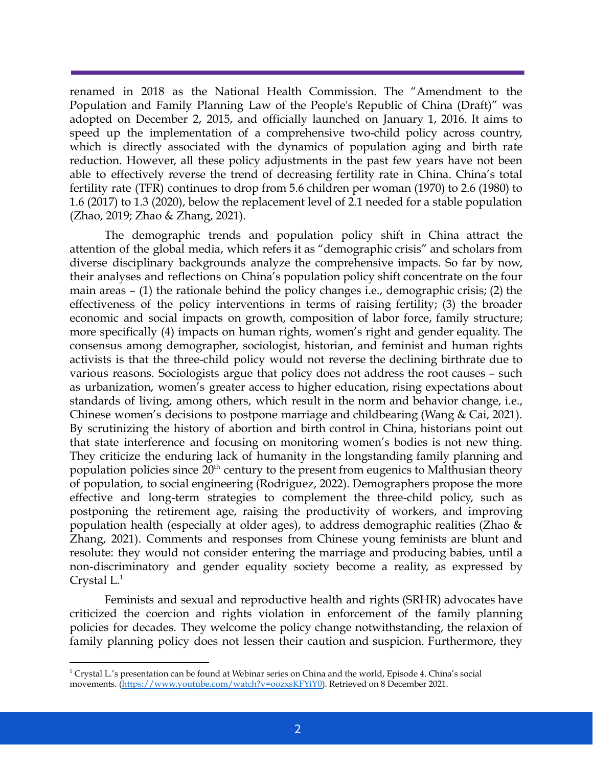renamed in 2018 as the National Health Commission. The "Amendment to the Population and Family Planning Law of the People's Republic of China (Draft)" was adopted on December 2, 2015, and officially launched on January 1, 2016. It aims to speed up the implementation of a comprehensive two-child policy across country, which is directly associated with the dynamics of population aging and birth rate reduction. However, all these policy adjustments in the past few years have not been able to effectively reverse the trend of decreasing fertility rate in China. China's total fertility rate (TFR) continues to drop from 5.6 children per woman (1970) to 2.6 (1980) to 1.6 (2017) to 1.3 (2020), below the replacement level of 2.1 needed for a stable population (Zhao, 2019; Zhao & Zhang, 2021).

The demographic trends and population policy shift in China attract the attention of the global media, which refers it as "demographic crisis" and scholars from diverse disciplinary backgrounds analyze the comprehensive impacts. So far by now, their analyses and reflections on China's population policy shift concentrate on the four main areas – (1) the rationale behind the policy changes i.e., demographic crisis; (2) the effectiveness of the policy interventions in terms of raising fertility; (3) the broader economic and social impacts on growth, composition of labor force, family structure; more specifically (4) impacts on human rights, women's right and gender equality. The consensus among demographer, sociologist, historian, and feminist and human rights activists is that the three-child policy would not reverse the declining birthrate due to various reasons. Sociologists argue that policy does not address the root causes – such as urbanization, women's greater access to higher education, rising expectations about standards of living, among others, which result in the norm and behavior change, i.e., Chinese women's decisions to postpone marriage and childbearing (Wang & Cai, 2021). By scrutinizing the history of abortion and birth control in China, historians point out that state interference and focusing on monitoring women's bodies is not new thing. They criticize the enduring lack of humanity in the longstanding family planning and population policies since 20th century to the present from eugenics to Malthusian theory of population, to social engineering (Rodriguez, 2022). Demographers propose the more effective and long-term strategies to complement the three-child policy, such as postponing the retirement age, raising the productivity of workers, and improving population health (especially at older ages), to address demographic realities (Zhao & Zhang, 2021). Comments and responses from Chinese young feminists are blunt and resolute: they would not consider entering the marriage and producing babies, until a non-discriminatory and gender equality society become a reality, as expressed by Crystal L.[1]

Feminists and sexual and reproductive health and rights (SRHR) advocates have criticized the coercion and rights violation in enforcement of the family planning policies for decades. They welcome the policy change notwithstanding, the relaxion of family planning policy does not lessen their caution and suspicion. Furthermore, they

---

[1] Crystal L.'s presentation can be found at Webinar series on China and the world, Episode 4. China's social movements. (https://www.youtube.com/watch?v=oozxsKFYiY0). Retrieved on 8 December 2021.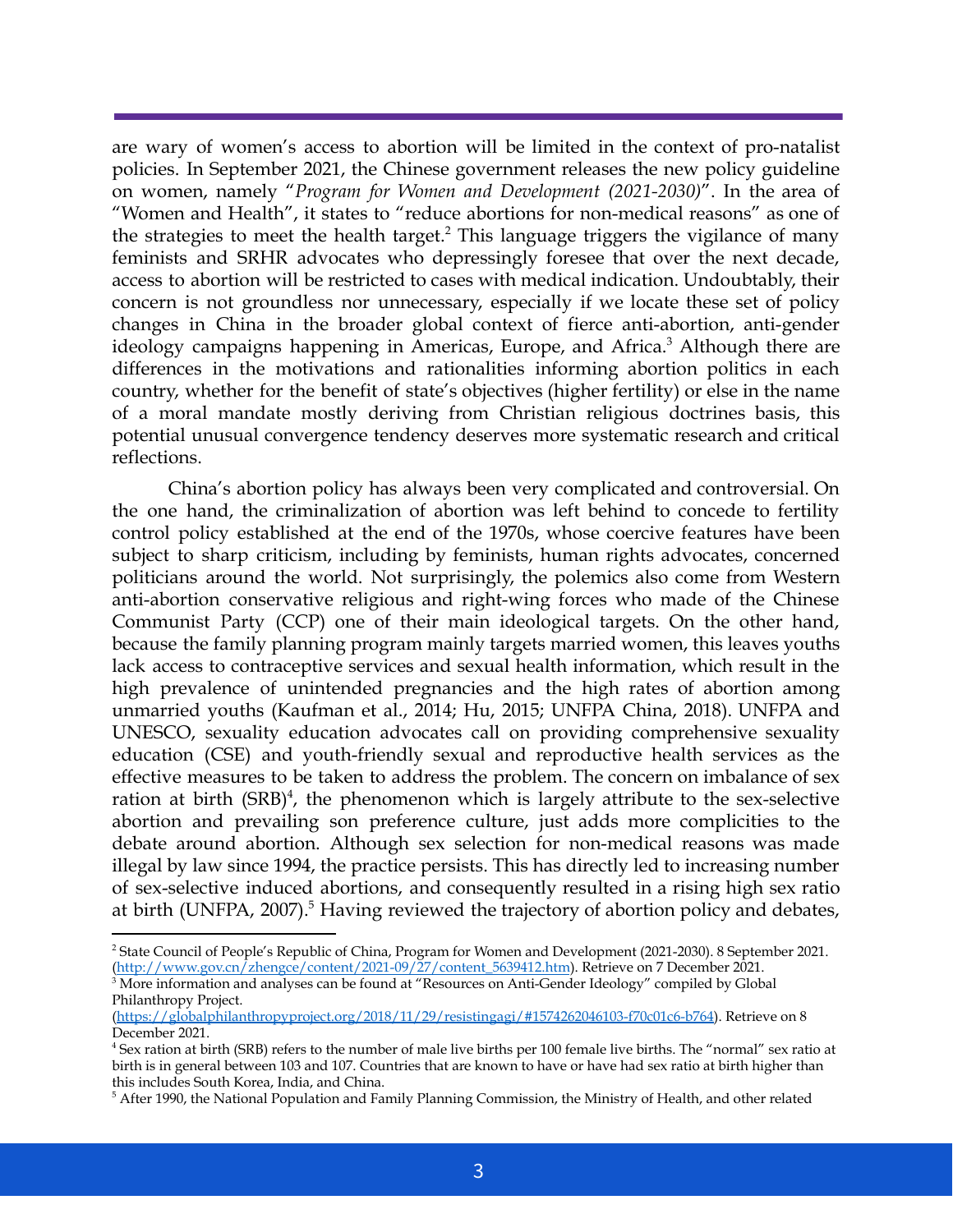are wary of women's access to abortion will be limited in the context of pro-natalist policies. In September 2021, the Chinese government releases the new policy guideline on women, namely "*Program for Women and Development (2021-2030)*". In the area of "Women and Health", it states to "reduce abortions for non-medical reasons" as one of the strategies to meet the health target.[2] This language triggers the vigilance of many feminists and SRHR advocates who depressingly foresee that over the next decade, access to abortion will be restricted to cases with medical indication. Undoubtably, their concern is not groundless nor unnecessary, especially if we locate these set of policy changes in China in the broader global context of fierce anti-abortion, anti-gender ideology campaigns happening in Americas, Europe, and Africa.[3] Although there are differences in the motivations and rationalities informing abortion politics in each country, whether for the benefit of state's objectives (higher fertility) or else in the name of a moral mandate mostly deriving from Christian religious doctrines basis, this potential unusual convergence tendency deserves more systematic research and critical reflections.

China's abortion policy has always been very complicated and controversial. On the one hand, the criminalization of abortion was left behind to concede to fertility control policy established at the end of the 1970s, whose coercive features have been subject to sharp criticism, including by feminists, human rights advocates, concerned politicians around the world. Not surprisingly, the polemics also come from Western anti-abortion conservative religious and right-wing forces who made of the Chinese Communist Party (CCP) one of their main ideological targets. On the other hand, because the family planning program mainly targets married women, this leaves youths lack access to contraceptive services and sexual health information, which result in the high prevalence of unintended pregnancies and the high rates of abortion among unmarried youths (Kaufman et al., 2014; Hu, 2015; UNFPA China, 2018). UNFPA and UNESCO, sexuality education advocates call on providing comprehensive sexuality education (CSE) and youth-friendly sexual and reproductive health services as the effective measures to be taken to address the problem. The concern on imbalance of sex ration at birth (SRB)[4], the phenomenon which is largely attribute to the sex-selective abortion and prevailing son preference culture, just adds more complicities to the debate around abortion. Although sex selection for non-medical reasons was made illegal by law since 1994, the practice persists. This has directly led to increasing number of sex-selective induced abortions, and consequently resulted in a rising high sex ratio at birth (UNFPA, 2007).[5] Having reviewed the trajectory of abortion policy and debates,

---

[2] State Council of People's Republic of China, Program for Women and Development (2021-2030). 8 September 2021. (http://www.gov.cn/zhengce/content/2021-09/27/content_5639412.htm). Retrieve on 7 December 2021.

[3] More information and analyses can be found at "Resources on Anti-Gender Ideology" compiled by Global Philanthropy Project. (https://globalphilanthropyproject.org/2018/11/29/resistingagi/#1574262046103-f70c01c6-b764). Retrieve on 8 December 2021.

[4] Sex ration at birth (SRB) refers to the number of male live births per 100 female live births. The "normal" sex ratio at birth is in general between 103 and 107. Countries that are known to have or have had sex ratio at birth higher than this includes South Korea, India, and China.

[5] After 1990, the National Population and Family Planning Commission, the Ministry of Health, and other related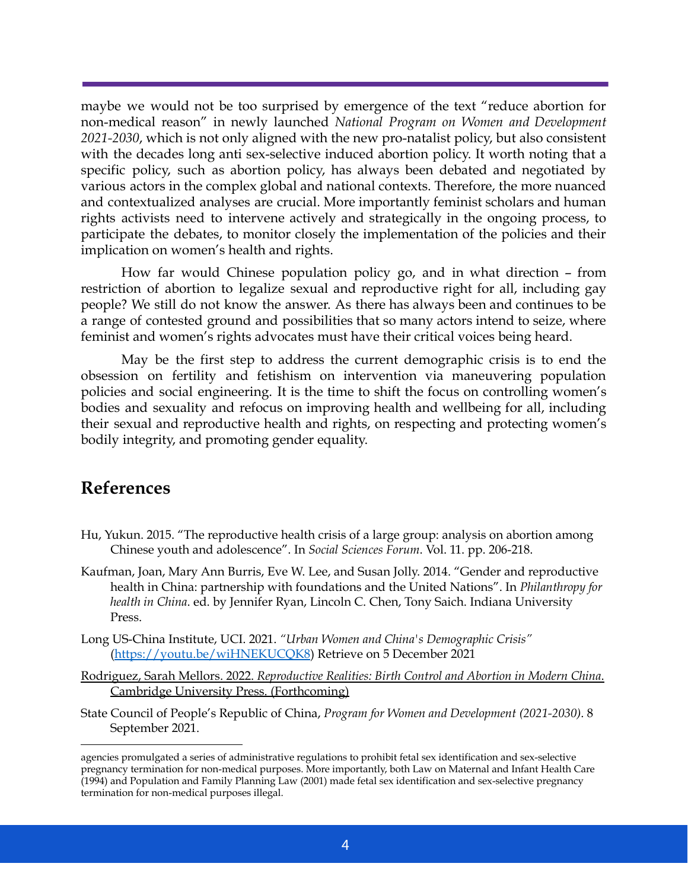maybe we would not be too surprised by emergence of the text "reduce abortion for non-medical reason" in newly launched *National Program on Women and Development 2021-2030*, which is not only aligned with the new pro-natalist policy, but also consistent with the decades long anti sex-selective induced abortion policy. It worth noting that a specific policy, such as abortion policy, has always been debated and negotiated by various actors in the complex global and national contexts. Therefore, the more nuanced and contextualized analyses are crucial. More importantly feminist scholars and human rights activists need to intervene actively and strategically in the ongoing process, to participate the debates, to monitor closely the implementation of the policies and their implication on women's health and rights.

How far would Chinese population policy go, and in what direction – from restriction of abortion to legalize sexual and reproductive right for all, including gay people? We still do not know the answer. As there has always been and continues to be a range of contested ground and possibilities that so many actors intend to seize, where feminist and women's rights advocates must have their critical voices being heard.

May be the first step to address the current demographic crisis is to end the obsession on fertility and fetishism on intervention via maneuvering population policies and social engineering. It is the time to shift the focus on controlling women's bodies and sexuality and refocus on improving health and wellbeing for all, including their sexual and reproductive health and rights, on respecting and protecting women's bodily integrity, and promoting gender equality.

## References

Hu, Yukun. 2015. "The reproductive health crisis of a large group: analysis on abortion among Chinese youth and adolescence". In *Social Sciences Forum*. Vol. 11. pp. 206-218.

Kaufman, Joan, Mary Ann Burris, Eve W. Lee, and Susan Jolly. 2014. "Gender and reproductive health in China: partnership with foundations and the United Nations". In *Philanthropy for health in China*. ed. by Jennifer Ryan, Lincoln C. Chen, Tony Saich. Indiana University Press.

Long US-China Institute, UCI. 2021. *"Urban Women and China's Demographic Crisis"* ([https://youtu.be/wiHNEKUCQK8](https://youtu.be/wiHNEKUCQK8)) Retrieve on 5 December 2021

Rodriguez, Sarah Mellors. 2022. *Reproductive Realities: Birth Control and Abortion in Modern China*. Cambridge University Press. (Forthcoming)

State Council of People's Republic of China, *Program for Women and Development (2021-2030)*. 8 September 2021.

---

agencies promulgated a series of administrative regulations to prohibit fetal sex identification and sex-selective pregnancy termination for non-medical purposes. More importantly, both Law on Maternal and Infant Health Care (1994) and Population and Family Planning Law (2001) made fetal sex identification and sex-selective pregnancy termination for non-medical purposes illegal.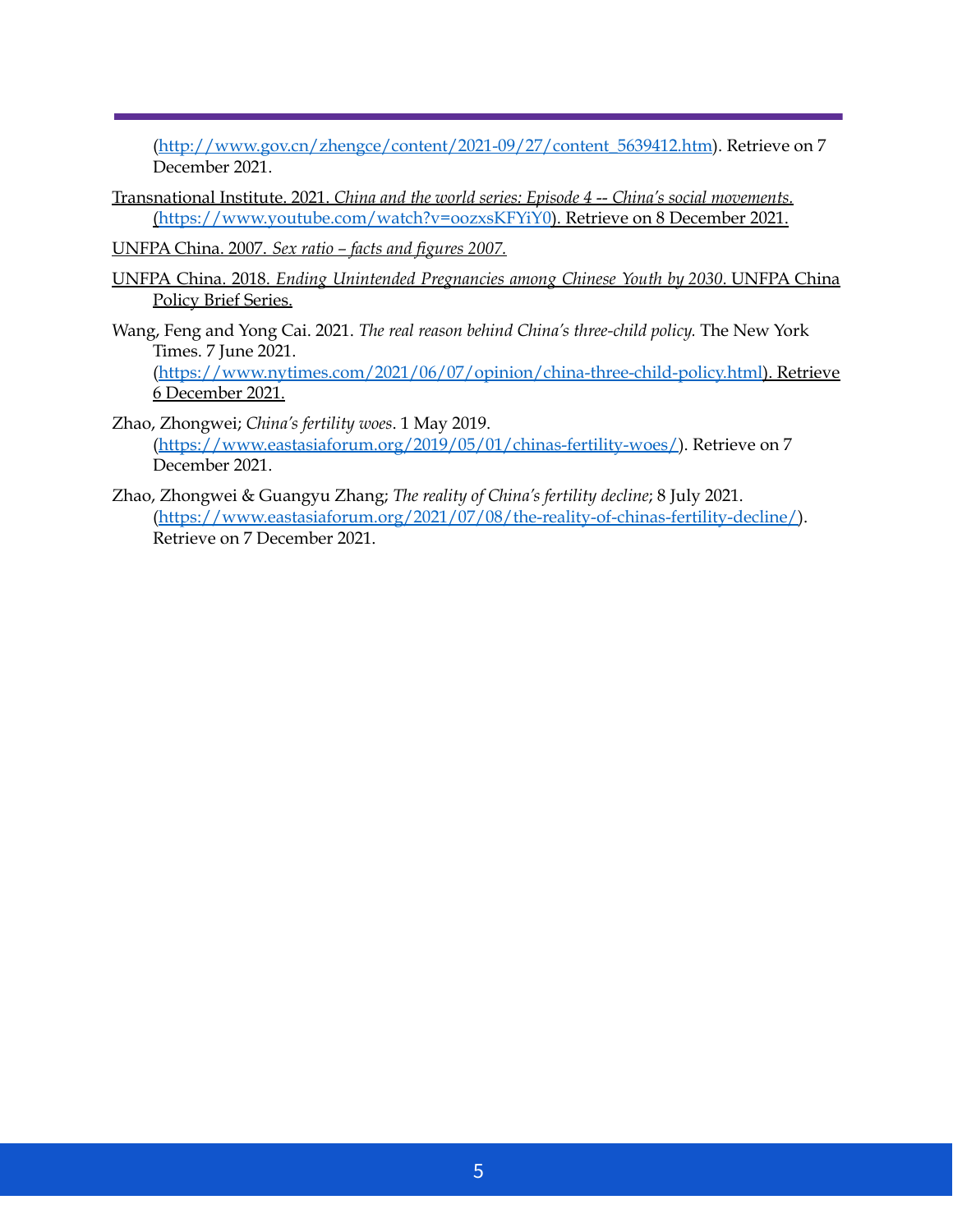(http://www.gov.cn/zhengce/content/2021-09/27/content_5639412.htm). Retrieve on 7 December 2021.

Transnational Institute. 2021. *China and the world series: Episode 4 -- China's social movements.* (https://www.youtube.com/watch?v=oozxsKFYiY0). Retrieve on 8 December 2021.

UNFPA China. 2007. *Sex ratio – facts and figures 2007.*

UNFPA China. 2018. *Ending Unintended Pregnancies among Chinese Youth by 2030*. UNFPA China Policy Brief Series.

Wang, Feng and Yong Cai. 2021. *The real reason behind China's three-child policy.* The New York Times. 7 June 2021. (https://www.nytimes.com/2021/06/07/opinion/china-three-child-policy.html). Retrieve 6 December 2021.

Zhao, Zhongwei; *China's fertility woes*. 1 May 2019. (https://www.eastasiaforum.org/2019/05/01/chinas-fertility-woes/). Retrieve on 7 December 2021.

Zhao, Zhongwei & Guangyu Zhang; *The reality of China's fertility decline*; 8 July 2021. (https://www.eastasiaforum.org/2021/07/08/the-reality-of-chinas-fertility-decline/). Retrieve on 7 December 2021.